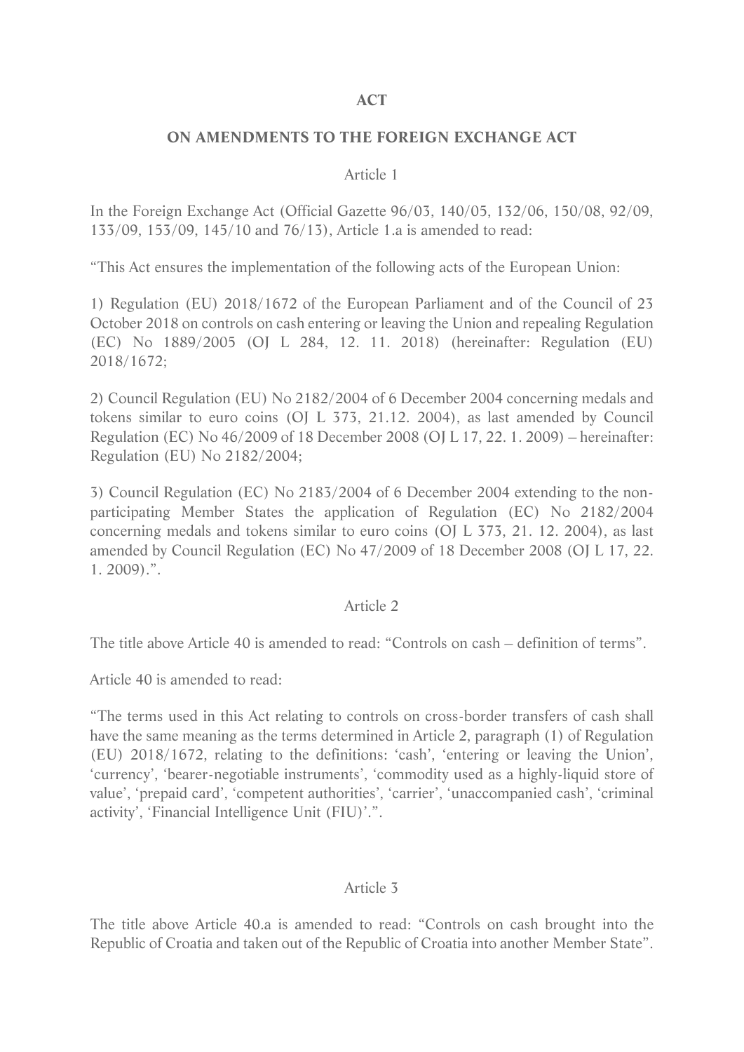# ACT

## ON AMENDMENTS TO THE FOREIGN EXCHANGE ACT

Article 1

In the Foreign Exchange Act (Official Gazette 96/03, 140/05, 132/06, 150/08, 92/09, 133/09, 153/09, 145/10 and 76/13), Article 1.a is amended to read:

"This Act ensures the implementation of the following acts of the European Union:

1) Regulation (EU) 2018/1672 of the European Parliament and of the Council of 23 October 2018 on controls on cash entering or leaving the Union and repealing Regulation (EC) No 1889/2005 (OJ L 284, 12. 11. 2018) (hereinafter: Regulation (EU) 2018/1672;

2) Council Regulation (EU) No 2182/2004 of 6 December 2004 concerning medals and tokens similar to euro coins (OJ L 373, 21.12. 2004), as last amended by Council Regulation (EC) No 46/2009 of 18 December 2008 (OJ L 17, 22. 1. 2009) – hereinafter: Regulation (EU) No 2182/2004;

3) Council Regulation (EC) No 2183/2004 of 6 December 2004 extending to the non-participating Member States the application of Regulation (EC) No 2182/2004 concerning medals and tokens similar to euro coins (OJ L 373, 21. 12. 2004), as last amended by Council Regulation (EC) No 47/2009 of 18 December 2008 (OJ L 17, 22. 1. 2009).".

Article 2

The title above Article 40 is amended to read: "Controls on cash – definition of terms".

Article 40 is amended to read:

"The terms used in this Act relating to controls on cross-border transfers of cash shall have the same meaning as the terms determined in Article 2, paragraph (1) of Regulation (EU) 2018/1672, relating to the definitions: 'cash', 'entering or leaving the Union', 'currency', 'bearer-negotiable instruments', 'commodity used as a highly-liquid store of value', 'prepaid card', 'competent authorities', 'carrier', 'unaccompanied cash', 'criminal activity', 'Financial Intelligence Unit (FIU)'.".

Article 3

The title above Article 40.a is amended to read: "Controls on cash brought into the Republic of Croatia and taken out of the Republic of Croatia into another Member State".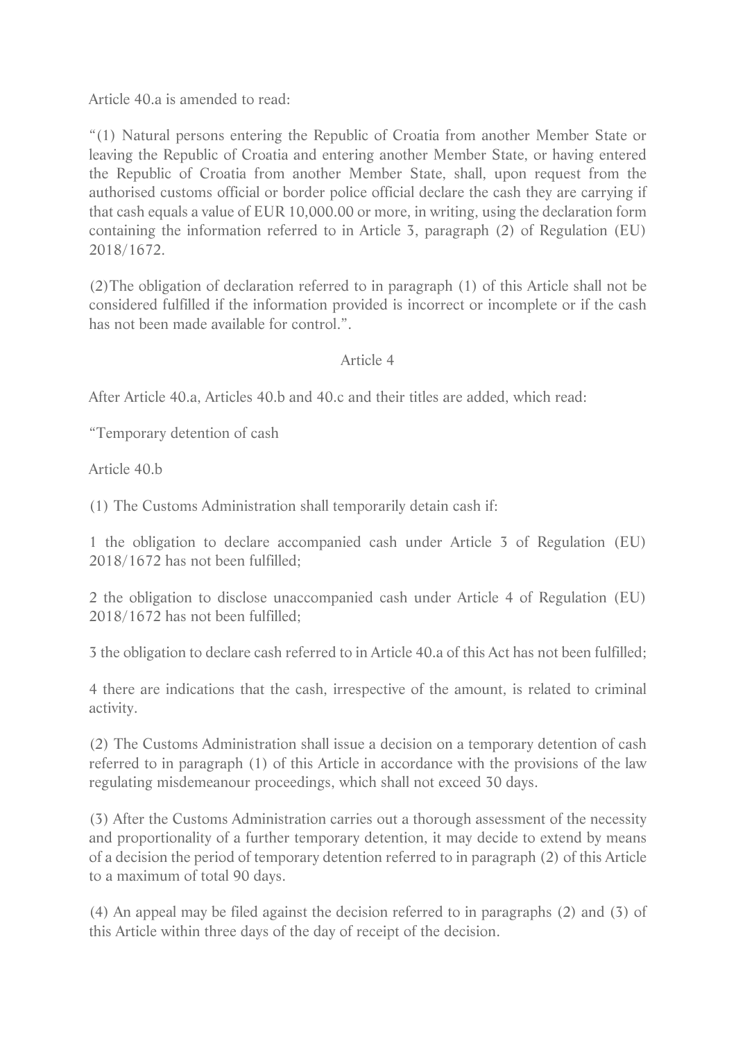Article 40.a is amended to read:

"(1) Natural persons entering the Republic of Croatia from another Member State or leaving the Republic of Croatia and entering another Member State, or having entered the Republic of Croatia from another Member State, shall, upon request from the authorised customs official or border police official declare the cash they are carrying if that cash equals a value of EUR 10,000.00 or more, in writing, using the declaration form containing the information referred to in Article 3, paragraph (2) of Regulation (EU) 2018/1672.

(2)The obligation of declaration referred to in paragraph (1) of this Article shall not be considered fulfilled if the information provided is incorrect or incomplete or if the cash has not been made available for control.".

Article 4

After Article 40.a, Articles 40.b and 40.c and their titles are added, which read:

"Temporary detention of cash

Article 40.b

(1) The Customs Administration shall temporarily detain cash if:

1 the obligation to declare accompanied cash under Article 3 of Regulation (EU) 2018/1672 has not been fulfilled;

2 the obligation to disclose unaccompanied cash under Article 4 of Regulation (EU) 2018/1672 has not been fulfilled;

3 the obligation to declare cash referred to in Article 40.a of this Act has not been fulfilled;

4 there are indications that the cash, irrespective of the amount, is related to criminal activity.

(2) The Customs Administration shall issue a decision on a temporary detention of cash referred to in paragraph (1) of this Article in accordance with the provisions of the law regulating misdemeanour proceedings, which shall not exceed 30 days.

(3) After the Customs Administration carries out a thorough assessment of the necessity and proportionality of a further temporary detention, it may decide to extend by means of a decision the period of temporary detention referred to in paragraph (2) of this Article to a maximum of total 90 days.

(4) An appeal may be filed against the decision referred to in paragraphs (2) and (3) of this Article within three days of the day of receipt of the decision.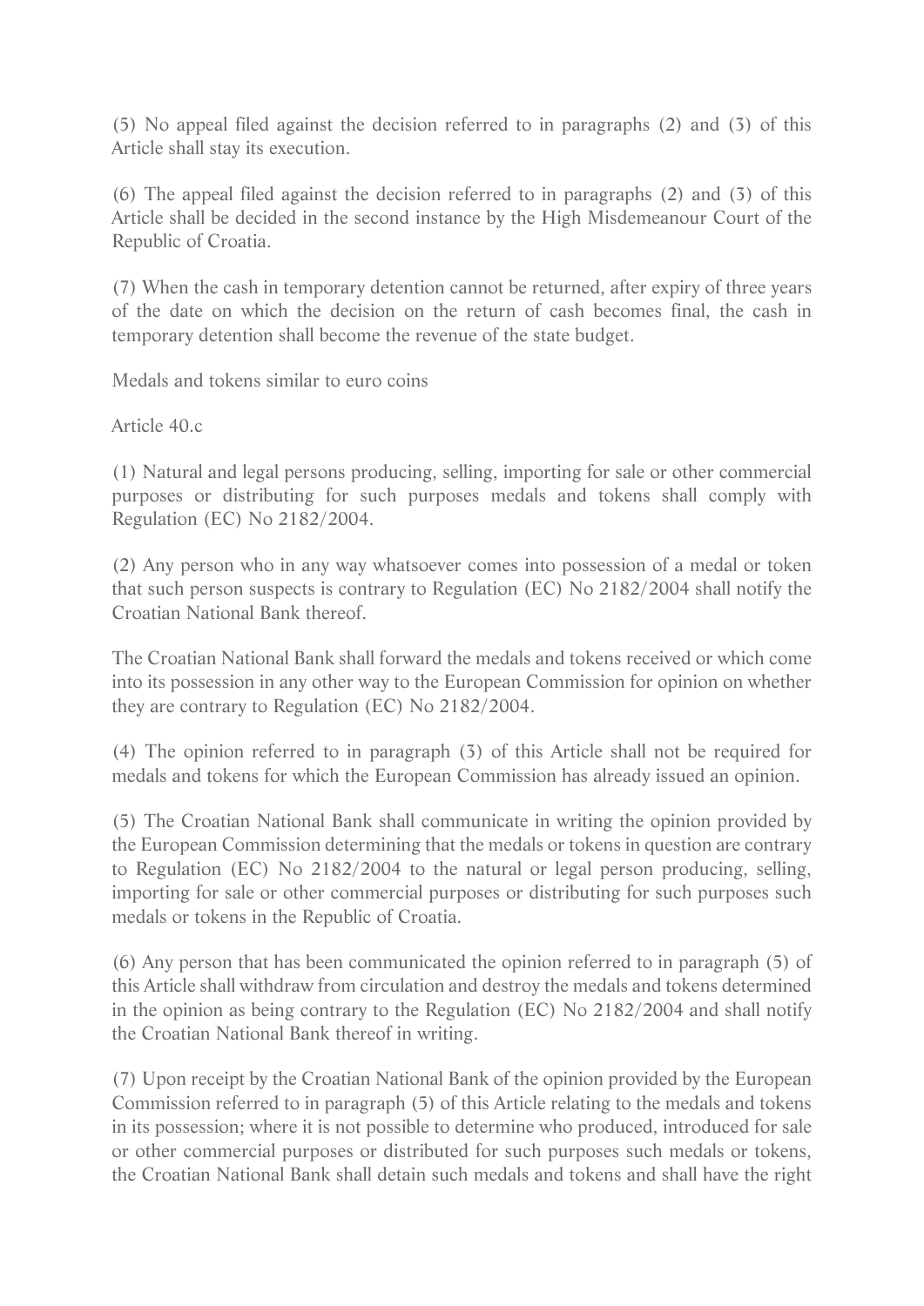(5) No appeal filed against the decision referred to in paragraphs (2) and (3) of this Article shall stay its execution.

(6) The appeal filed against the decision referred to in paragraphs (2) and (3) of this Article shall be decided in the second instance by the High Misdemeanour Court of the Republic of Croatia.

(7) When the cash in temporary detention cannot be returned, after expiry of three years of the date on which the decision on the return of cash becomes final, the cash in temporary detention shall become the revenue of the state budget.

Medals and tokens similar to euro coins

Article 40.c

(1) Natural and legal persons producing, selling, importing for sale or other commercial purposes or distributing for such purposes medals and tokens shall comply with Regulation (EC) No 2182/2004.

(2) Any person who in any way whatsoever comes into possession of a medal or token that such person suspects is contrary to Regulation (EC) No 2182/2004 shall notify the Croatian National Bank thereof.

The Croatian National Bank shall forward the medals and tokens received or which come into its possession in any other way to the European Commission for opinion on whether they are contrary to Regulation (EC) No 2182/2004.

(4) The opinion referred to in paragraph (3) of this Article shall not be required for medals and tokens for which the European Commission has already issued an opinion.

(5) The Croatian National Bank shall communicate in writing the opinion provided by the European Commission determining that the medals or tokens in question are contrary to Regulation (EC) No 2182/2004 to the natural or legal person producing, selling, importing for sale or other commercial purposes or distributing for such purposes such medals or tokens in the Republic of Croatia.

(6) Any person that has been communicated the opinion referred to in paragraph (5) of this Article shall withdraw from circulation and destroy the medals and tokens determined in the opinion as being contrary to the Regulation (EC) No 2182/2004 and shall notify the Croatian National Bank thereof in writing.

(7) Upon receipt by the Croatian National Bank of the opinion provided by the European Commission referred to in paragraph (5) of this Article relating to the medals and tokens in its possession; where it is not possible to determine who produced, introduced for sale or other commercial purposes or distributed for such purposes such medals or tokens, the Croatian National Bank shall detain such medals and tokens and shall have the right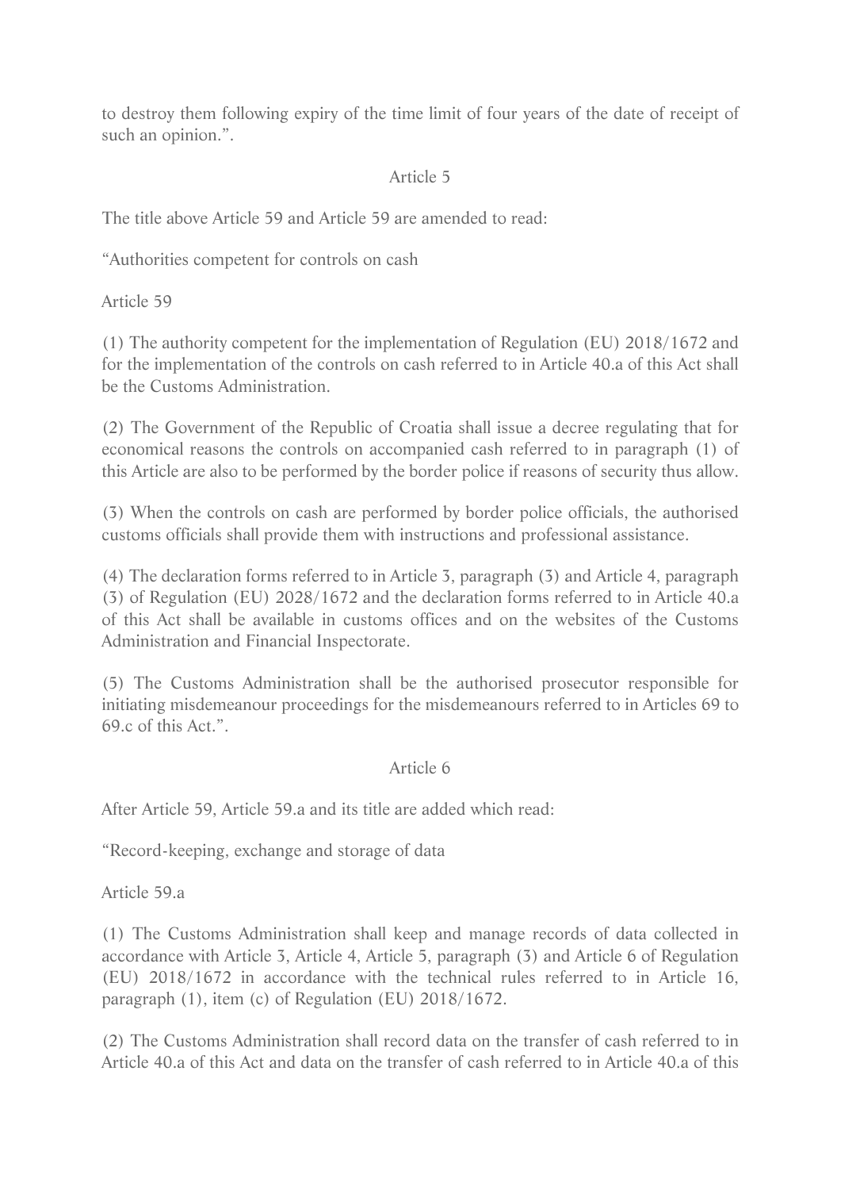to destroy them following expiry of the time limit of four years of the date of receipt of such an opinion.".

Article 5

The title above Article 59 and Article 59 are amended to read:

"Authorities competent for controls on cash

Article 59

(1) The authority competent for the implementation of Regulation (EU) 2018/1672 and for the implementation of the controls on cash referred to in Article 40.a of this Act shall be the Customs Administration.

(2) The Government of the Republic of Croatia shall issue a decree regulating that for economical reasons the controls on accompanied cash referred to in paragraph (1) of this Article are also to be performed by the border police if reasons of security thus allow.

(3) When the controls on cash are performed by border police officials, the authorised customs officials shall provide them with instructions and professional assistance.

(4) The declaration forms referred to in Article 3, paragraph (3) and Article 4, paragraph (3) of Regulation (EU) 2028/1672 and the declaration forms referred to in Article 40.a of this Act shall be available in customs offices and on the websites of the Customs Administration and Financial Inspectorate.

(5) The Customs Administration shall be the authorised prosecutor responsible for initiating misdemeanour proceedings for the misdemeanours referred to in Articles 69 to 69.c of this Act.".

Article 6

After Article 59, Article 59.a and its title are added which read:

"Record-keeping, exchange and storage of data

Article 59.a

(1) The Customs Administration shall keep and manage records of data collected in accordance with Article 3, Article 4, Article 5, paragraph (3) and Article 6 of Regulation (EU) 2018/1672 in accordance with the technical rules referred to in Article 16, paragraph (1), item (c) of Regulation (EU) 2018/1672.

(2) The Customs Administration shall record data on the transfer of cash referred to in Article 40.a of this Act and data on the transfer of cash referred to in Article 40.a of this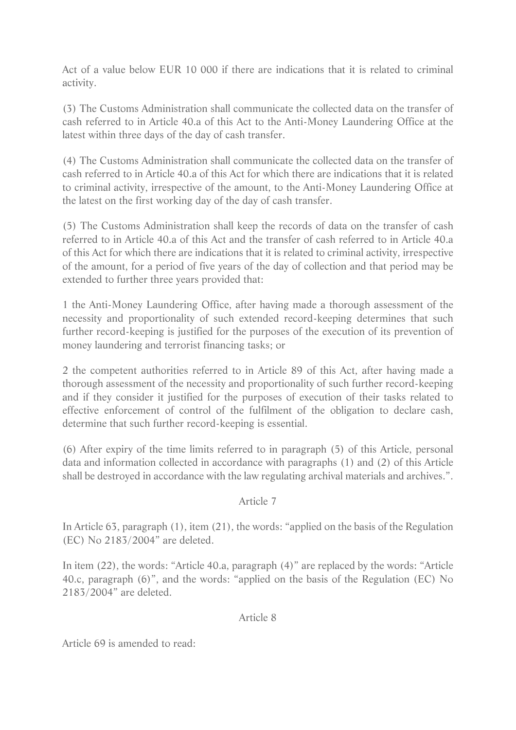Act of a value below EUR 10 000 if there are indications that it is related to criminal activity.

(3) The Customs Administration shall communicate the collected data on the transfer of cash referred to in Article 40.a of this Act to the Anti-Money Laundering Office at the latest within three days of the day of cash transfer.

(4) The Customs Administration shall communicate the collected data on the transfer of cash referred to in Article 40.a of this Act for which there are indications that it is related to criminal activity, irrespective of the amount, to the Anti-Money Laundering Office at the latest on the first working day of the day of cash transfer.

(5) The Customs Administration shall keep the records of data on the transfer of cash referred to in Article 40.a of this Act and the transfer of cash referred to in Article 40.a of this Act for which there are indications that it is related to criminal activity, irrespective of the amount, for a period of five years of the day of collection and that period may be extended to further three years provided that:

1 the Anti-Money Laundering Office, after having made a thorough assessment of the necessity and proportionality of such extended record-keeping determines that such further record-keeping is justified for the purposes of the execution of its prevention of money laundering and terrorist financing tasks; or

2 the competent authorities referred to in Article 89 of this Act, after having made a thorough assessment of the necessity and proportionality of such further record-keeping and if they consider it justified for the purposes of execution of their tasks related to effective enforcement of control of the fulfilment of the obligation to declare cash, determine that such further record-keeping is essential.

(6) After expiry of the time limits referred to in paragraph (5) of this Article, personal data and information collected in accordance with paragraphs (1) and (2) of this Article shall be destroyed in accordance with the law regulating archival materials and archives.".

Article 7

In Article 63, paragraph (1), item (21), the words: "applied on the basis of the Regulation (EC) No 2183/2004" are deleted.

In item (22), the words: "Article 40.a, paragraph (4)" are replaced by the words: "Article 40.c, paragraph (6)", and the words: "applied on the basis of the Regulation (EC) No 2183/2004" are deleted.

Article 8

Article 69 is amended to read: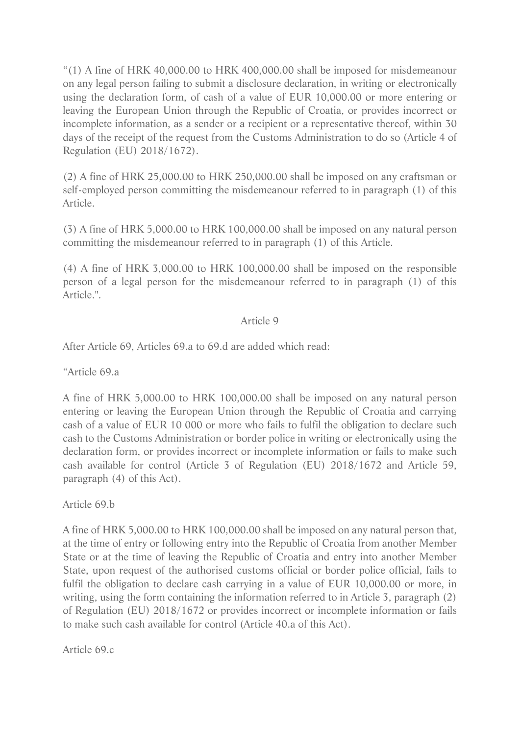"(1) A fine of HRK 40,000.00 to HRK 400,000.00 shall be imposed for misdemeanour on any legal person failing to submit a disclosure declaration, in writing or electronically using the declaration form, of cash of a value of EUR 10,000.00 or more entering or leaving the European Union through the Republic of Croatia, or provides incorrect or incomplete information, as a sender or a recipient or a representative thereof, within 30 days of the receipt of the request from the Customs Administration to do so (Article 4 of Regulation (EU) 2018/1672).

(2) A fine of HRK 25,000.00 to HRK 250,000.00 shall be imposed on any craftsman or self-employed person committing the misdemeanour referred to in paragraph (1) of this Article.

(3) A fine of HRK 5,000.00 to HRK 100,000.00 shall be imposed on any natural person committing the misdemeanour referred to in paragraph (1) of this Article.

(4) A fine of HRK 3,000.00 to HRK 100,000.00 shall be imposed on the responsible person of a legal person for the misdemeanour referred to in paragraph (1) of this Article.".

Article 9

After Article 69, Articles 69.a to 69.d are added which read:

"Article 69.a

A fine of HRK 5,000.00 to HRK 100,000.00 shall be imposed on any natural person entering or leaving the European Union through the Republic of Croatia and carrying cash of a value of EUR 10 000 or more who fails to fulfil the obligation to declare such cash to the Customs Administration or border police in writing or electronically using the declaration form, or provides incorrect or incomplete information or fails to make such cash available for control (Article 3 of Regulation (EU) 2018/1672 and Article 59, paragraph (4) of this Act).

Article 69.b

A fine of HRK 5,000.00 to HRK 100,000.00 shall be imposed on any natural person that, at the time of entry or following entry into the Republic of Croatia from another Member State or at the time of leaving the Republic of Croatia and entry into another Member State, upon request of the authorised customs official or border police official, fails to fulfil the obligation to declare cash carrying in a value of EUR 10,000.00 or more, in writing, using the form containing the information referred to in Article 3, paragraph (2) of Regulation (EU) 2018/1672 or provides incorrect or incomplete information or fails to make such cash available for control (Article 40.a of this Act).

Article 69.c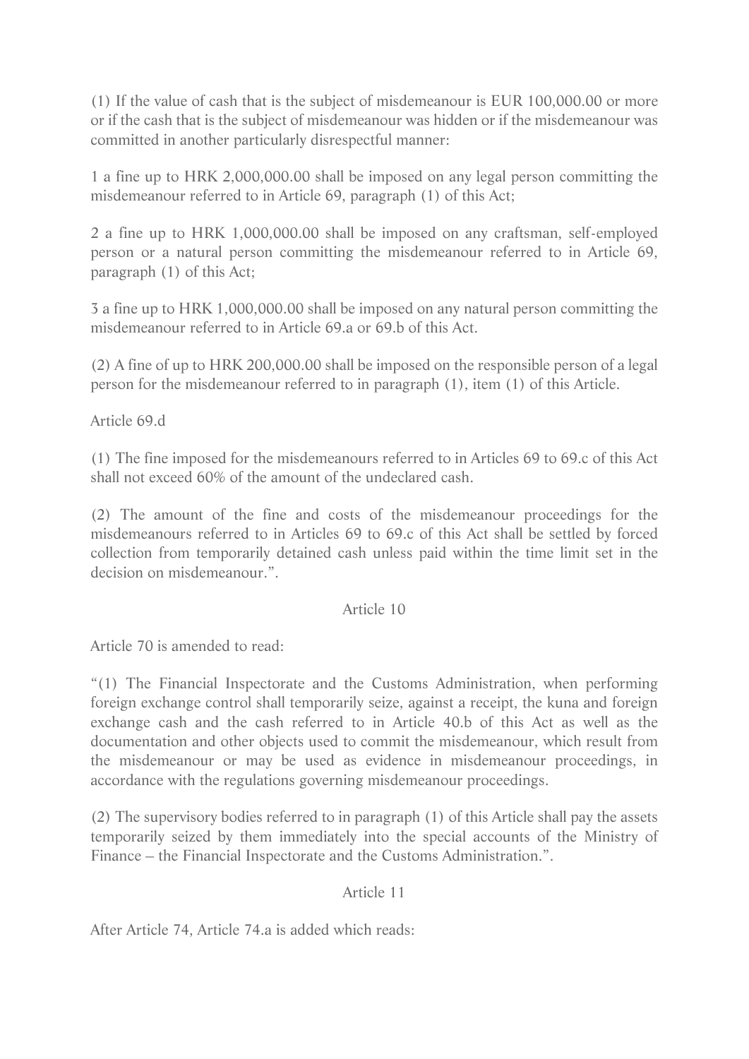(1) If the value of cash that is the subject of misdemeanour is EUR 100,000.00 or more or if the cash that is the subject of misdemeanour was hidden or if the misdemeanour was committed in another particularly disrespectful manner:

1 a fine up to HRK 2,000,000.00 shall be imposed on any legal person committing the misdemeanour referred to in Article 69, paragraph (1) of this Act;

2 a fine up to HRK 1,000,000.00 shall be imposed on any craftsman, self-employed person or a natural person committing the misdemeanour referred to in Article 69, paragraph (1) of this Act;

3 a fine up to HRK 1,000,000.00 shall be imposed on any natural person committing the misdemeanour referred to in Article 69.a or 69.b of this Act.

(2) A fine of up to HRK 200,000.00 shall be imposed on the responsible person of a legal person for the misdemeanour referred to in paragraph (1), item (1) of this Article.

Article 69.d

(1) The fine imposed for the misdemeanours referred to in Articles 69 to 69.c of this Act shall not exceed 60% of the amount of the undeclared cash.

(2) The amount of the fine and costs of the misdemeanour proceedings for the misdemeanours referred to in Articles 69 to 69.c of this Act shall be settled by forced collection from temporarily detained cash unless paid within the time limit set in the decision on misdemeanour.".

Article 10

Article 70 is amended to read:

"(1) The Financial Inspectorate and the Customs Administration, when performing foreign exchange control shall temporarily seize, against a receipt, the kuna and foreign exchange cash and the cash referred to in Article 40.b of this Act as well as the documentation and other objects used to commit the misdemeanour, which result from the misdemeanour or may be used as evidence in misdemeanour proceedings, in accordance with the regulations governing misdemeanour proceedings.

(2) The supervisory bodies referred to in paragraph (1) of this Article shall pay the assets temporarily seized by them immediately into the special accounts of the Ministry of Finance – the Financial Inspectorate and the Customs Administration.".

Article 11

After Article 74, Article 74.a is added which reads: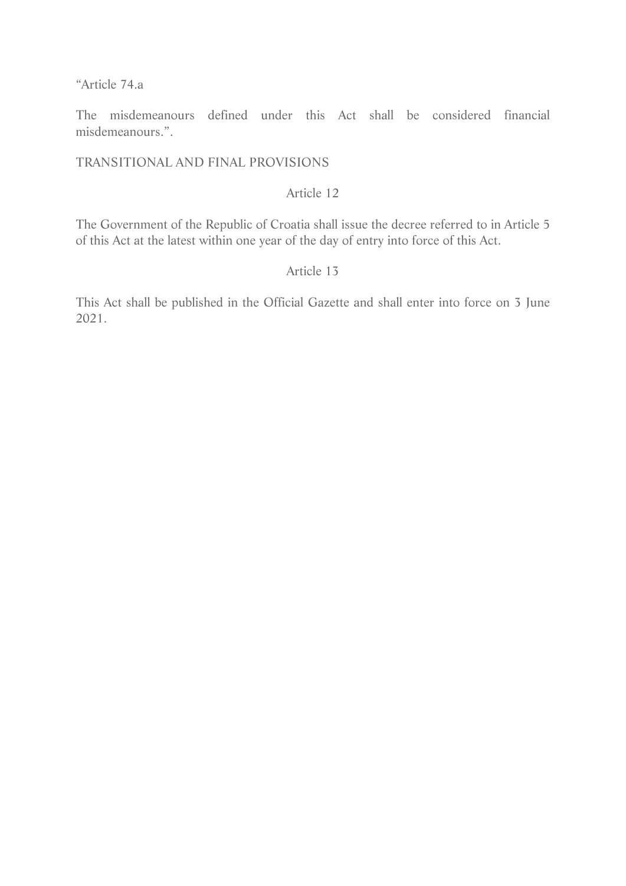"Article 74.a

The misdemeanours defined under this Act shall be considered financial misdemeanours.".

TRANSITIONAL AND FINAL PROVISIONS

Article 12

The Government of the Republic of Croatia shall issue the decree referred to in Article 5 of this Act at the latest within one year of the day of entry into force of this Act.

Article 13

This Act shall be published in the Official Gazette and shall enter into force on 3 June 2021.